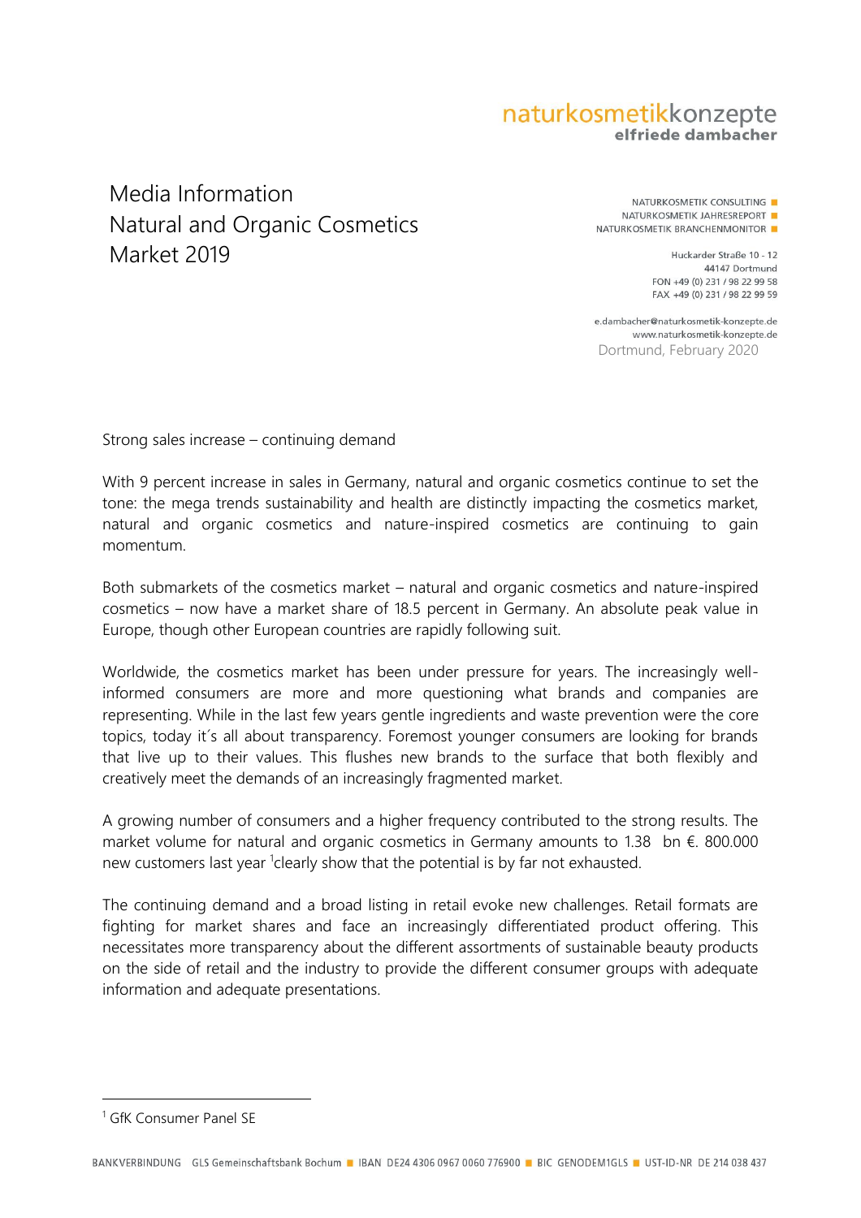naturkosmetikkonzepte
elfriede dambacher

# Media Information
# Natural and Organic Cosmetics Market 2019

NATURKOSMETIK CONSULTING
NATURKOSMETIK JAHRESREPORT
NATURKOSMETIK BRANCHENMONITOR

Huckarder Straße 10 - 12
44147 Dortmund
FON +49 (0) 231 / 98 22 99 58
FAX +49 (0) 231 / 98 22 99 59

e.dambacher@naturkosmetik-konzepte.de
www.naturkosmetik-konzepte.de

Dortmund, February 2020

Strong sales increase – continuing demand

With 9 percent increase in sales in Germany, natural and organic cosmetics continue to set the tone: the mega trends sustainability and health are distinctly impacting the cosmetics market, natural and organic cosmetics and nature-inspired cosmetics are continuing to gain momentum.

Both submarkets of the cosmetics market – natural and organic cosmetics and nature-inspired cosmetics – now have a market share of 18.5 percent in Germany. An absolute peak value in Europe, though other European countries are rapidly following suit.

Worldwide, the cosmetics market has been under pressure for years. The increasingly well-informed consumers are more and more questioning what brands and companies are representing. While in the last few years gentle ingredients and waste prevention were the core topics, today it´s all about transparency. Foremost younger consumers are looking for brands that live up to their values. This flushes new brands to the surface that both flexibly and creatively meet the demands of an increasingly fragmented market.

A growing number of consumers and a higher frequency contributed to the strong results. The market volume for natural and organic cosmetics in Germany amounts to 1.38 bn €. 800.000 new customers last year [1]clearly show that the potential is by far not exhausted.

The continuing demand and a broad listing in retail evoke new challenges. Retail formats are fighting for market shares and face an increasingly differentiated product offering. This necessitates more transparency about the different assortments of sustainable beauty products on the side of retail and the industry to provide the different consumer groups with adequate information and adequate presentations.

[1] GfK Consumer Panel SE

BANKVERBINDUNG GLS Gemeinschaftsbank Bochum ■ IBAN DE24 4306 0967 0060 776900 ■ BIC GENODEM1GLS ■ UST-ID-NR DE 214 038 437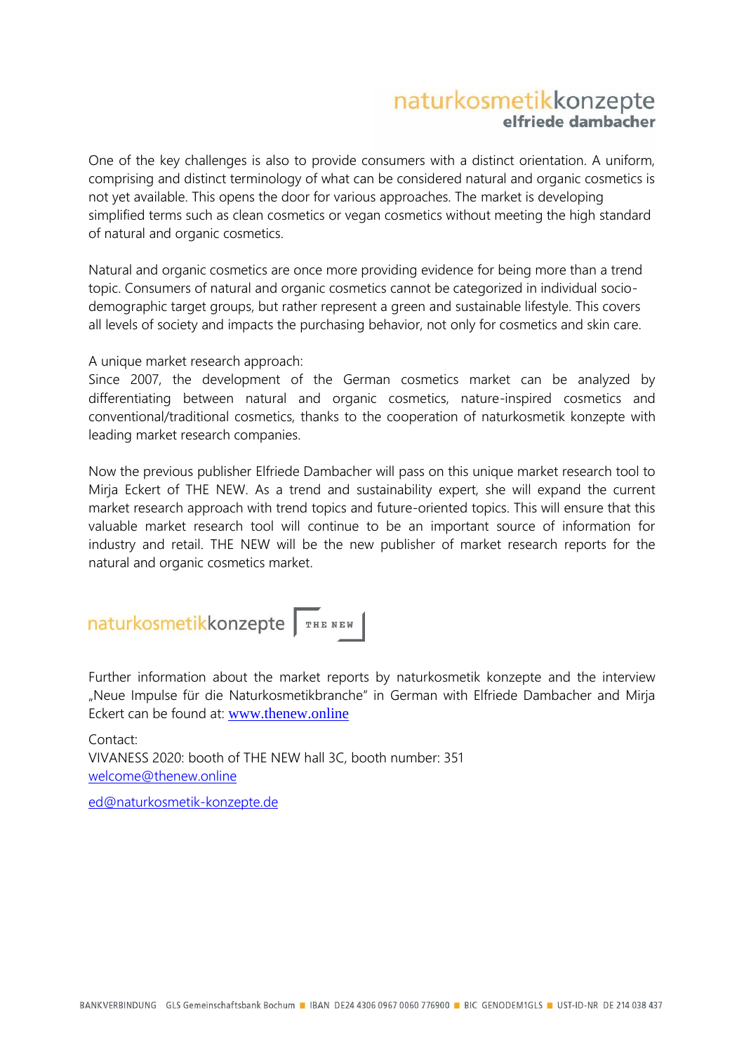One of the key challenges is also to provide consumers with a distinct orientation. A uniform, comprising and distinct terminology of what can be considered natural and organic cosmetics is not yet available. This opens the door for various approaches. The market is developing simplified terms such as clean cosmetics or vegan cosmetics without meeting the high standard of natural and organic cosmetics.

Natural and organic cosmetics are once more providing evidence for being more than a trend topic. Consumers of natural and organic cosmetics cannot be categorized in individual socio-demographic target groups, but rather represent a green and sustainable lifestyle. This covers all levels of society and impacts the purchasing behavior, not only for cosmetics and skin care.

A unique market research approach:
Since 2007, the development of the German cosmetics market can be analyzed by differentiating between natural and organic cosmetics, nature-inspired cosmetics and conventional/traditional cosmetics, thanks to the cooperation of naturkosmetik konzepte with leading market research companies.

Now the previous publisher Elfriede Dambacher will pass on this unique market research tool to Mirja Eckert of THE NEW. As a trend and sustainability expert, she will expand the current market research approach with trend topics and future-oriented topics. This will ensure that this valuable market research tool will continue to be an important source of information for industry and retail. THE NEW will be the new publisher of market research reports for the natural and organic cosmetics market.

naturkosmetikkonzepte THE NEW

Further information about the market reports by naturkosmetik konzepte and the interview „Neue Impulse für die Naturkosmetikbranche" in German with Elfriede Dambacher and Mirja Eckert can be found at: [www.thenew.online](www.thenew.online)

Contact:
VIVANESS 2020: booth of THE NEW hall 3C, booth number: 351
welcome@thenew.online

ed@naturkosmetik-konzepte.de